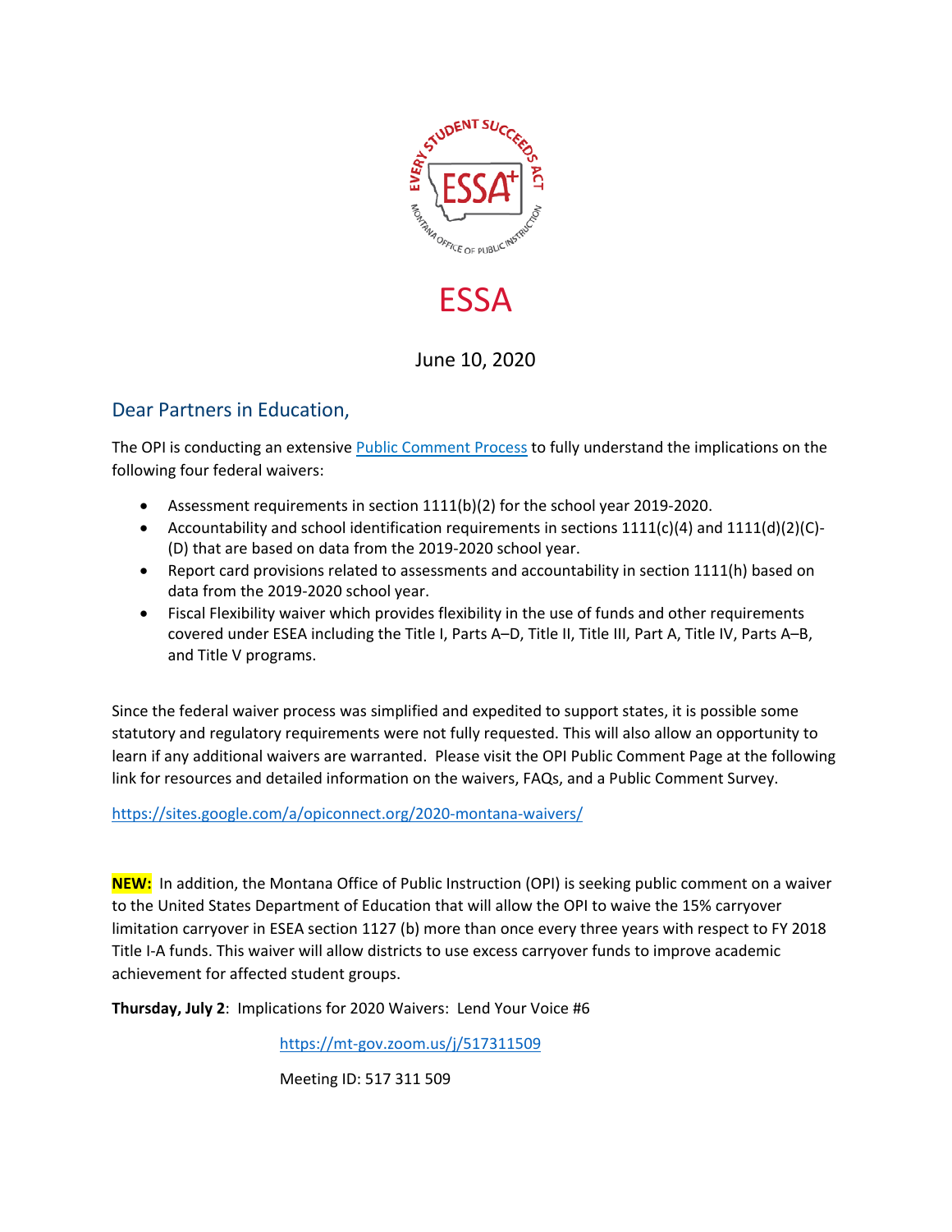# ESSA

June 10, 2020

## Dear Partners in Education,

The OPI is conducting an extensive Public Comment Process to fully understand the implications on the following four federal waivers:

- Assessment requirements in section 1111(b)(2) for the school year 2019-2020.
- Accountability and school identification requirements in sections 1111(c)(4) and 1111(d)(2)(C)-(D) that are based on data from the 2019-2020 school year.
- Report card provisions related to assessments and accountability in section 1111(h) based on data from the 2019-2020 school year.
- Fiscal Flexibility waiver which provides flexibility in the use of funds and other requirements covered under ESEA including the Title I, Parts A–D, Title II, Title III, Part A, Title IV, Parts A–B, and Title V programs.

Since the federal waiver process was simplified and expedited to support states, it is possible some statutory and regulatory requirements were not fully requested. This will also allow an opportunity to learn if any additional waivers are warranted. Please visit the OPI Public Comment Page at the following link for resources and detailed information on the waivers, FAQs, and a Public Comment Survey.

https://sites.google.com/a/opiconnect.org/2020-montana-waivers/

**NEW:** In addition, the Montana Office of Public Instruction (OPI) is seeking public comment on a waiver to the United States Department of Education that will allow the OPI to waive the 15% carryover limitation carryover in ESEA section 1127 (b) more than once every three years with respect to FY 2018 Title I-A funds. This waiver will allow districts to use excess carryover funds to improve academic achievement for affected student groups.

**Thursday, July 2**: Implications for 2020 Waivers: Lend Your Voice #6

https://mt-gov.zoom.us/j/517311509

Meeting ID: 517 311 509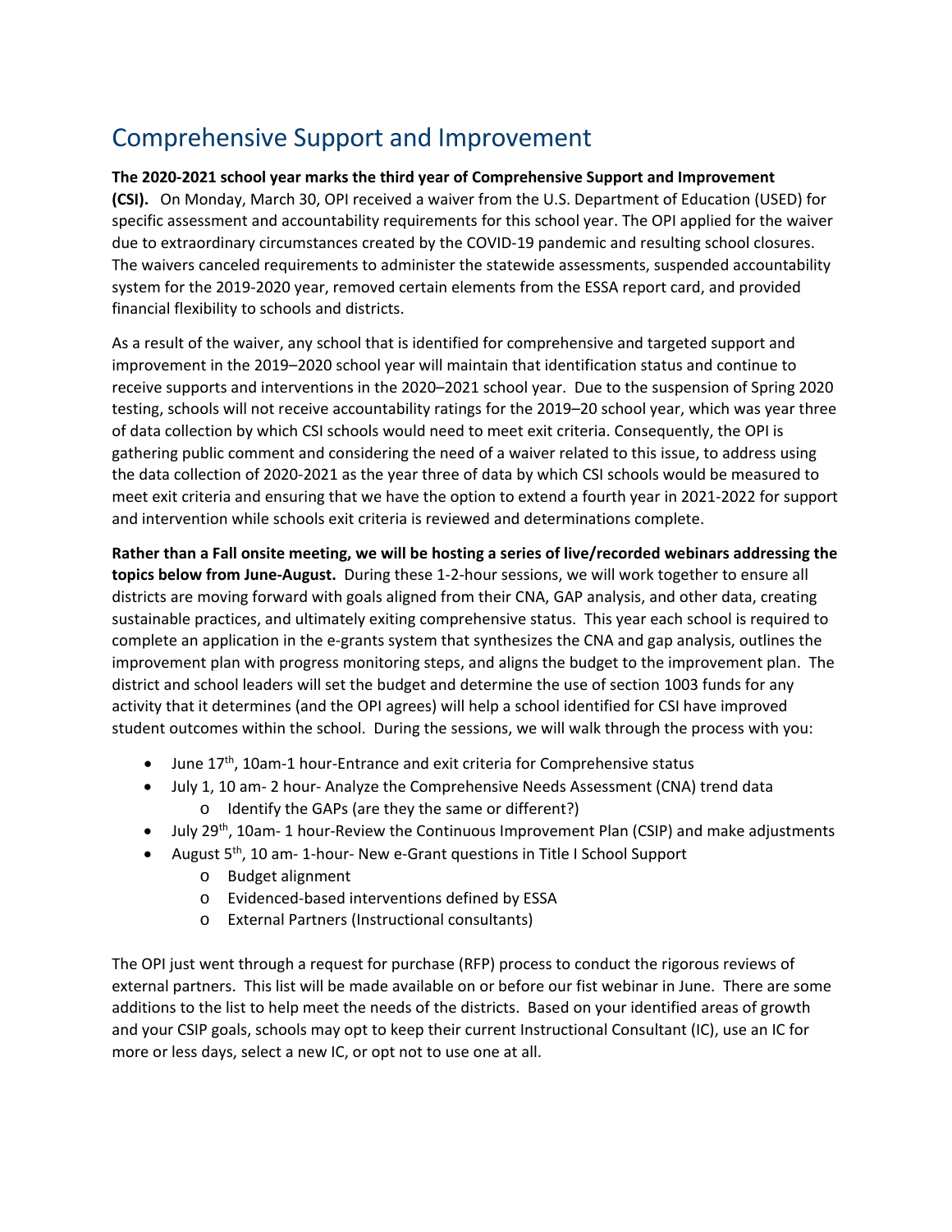## Comprehensive Support and Improvement

**The 2020-2021 school year marks the third year of Comprehensive Support and Improvement (CSI).** On Monday, March 30, OPI received a waiver from the U.S. Department of Education (USED) for specific assessment and accountability requirements for this school year. The OPI applied for the waiver due to extraordinary circumstances created by the COVID-19 pandemic and resulting school closures. The waivers canceled requirements to administer the statewide assessments, suspended accountability system for the 2019-2020 year, removed certain elements from the ESSA report card, and provided financial flexibility to schools and districts.

As a result of the waiver, any school that is identified for comprehensive and targeted support and improvement in the 2019–2020 school year will maintain that identification status and continue to receive supports and interventions in the 2020–2021 school year. Due to the suspension of Spring 2020 testing, schools will not receive accountability ratings for the 2019–20 school year, which was year three of data collection by which CSI schools would need to meet exit criteria. Consequently, the OPI is gathering public comment and considering the need of a waiver related to this issue, to address using the data collection of 2020-2021 as the year three of data by which CSI schools would be measured to meet exit criteria and ensuring that we have the option to extend a fourth year in 2021-2022 for support and intervention while schools exit criteria is reviewed and determinations complete.

**Rather than a Fall onsite meeting, we will be hosting a series of live/recorded webinars addressing the topics below from June-August.** During these 1-2-hour sessions, we will work together to ensure all districts are moving forward with goals aligned from their CNA, GAP analysis, and other data, creating sustainable practices, and ultimately exiting comprehensive status. This year each school is required to complete an application in the e-grants system that synthesizes the CNA and gap analysis, outlines the improvement plan with progress monitoring steps, and aligns the budget to the improvement plan. The district and school leaders will set the budget and determine the use of section 1003 funds for any activity that it determines (and the OPI agrees) will help a school identified for CSI have improved student outcomes within the school. During the sessions, we will walk through the process with you:

- June 17th, 10am-1 hour-Entrance and exit criteria for Comprehensive status
- July 1, 10 am- 2 hour- Analyze the Comprehensive Needs Assessment (CNA) trend data
  - Identify the GAPs (are they the same or different?)
- July 29th, 10am- 1 hour-Review the Continuous Improvement Plan (CSIP) and make adjustments
- August 5th, 10 am- 1-hour- New e-Grant questions in Title I School Support
  - Budget alignment
  - Evidenced-based interventions defined by ESSA
  - External Partners (Instructional consultants)

The OPI just went through a request for purchase (RFP) process to conduct the rigorous reviews of external partners. This list will be made available on or before our fist webinar in June. There are some additions to the list to help meet the needs of the districts. Based on your identified areas of growth and your CSIP goals, schools may opt to keep their current Instructional Consultant (IC), use an IC for more or less days, select a new IC, or opt not to use one at all.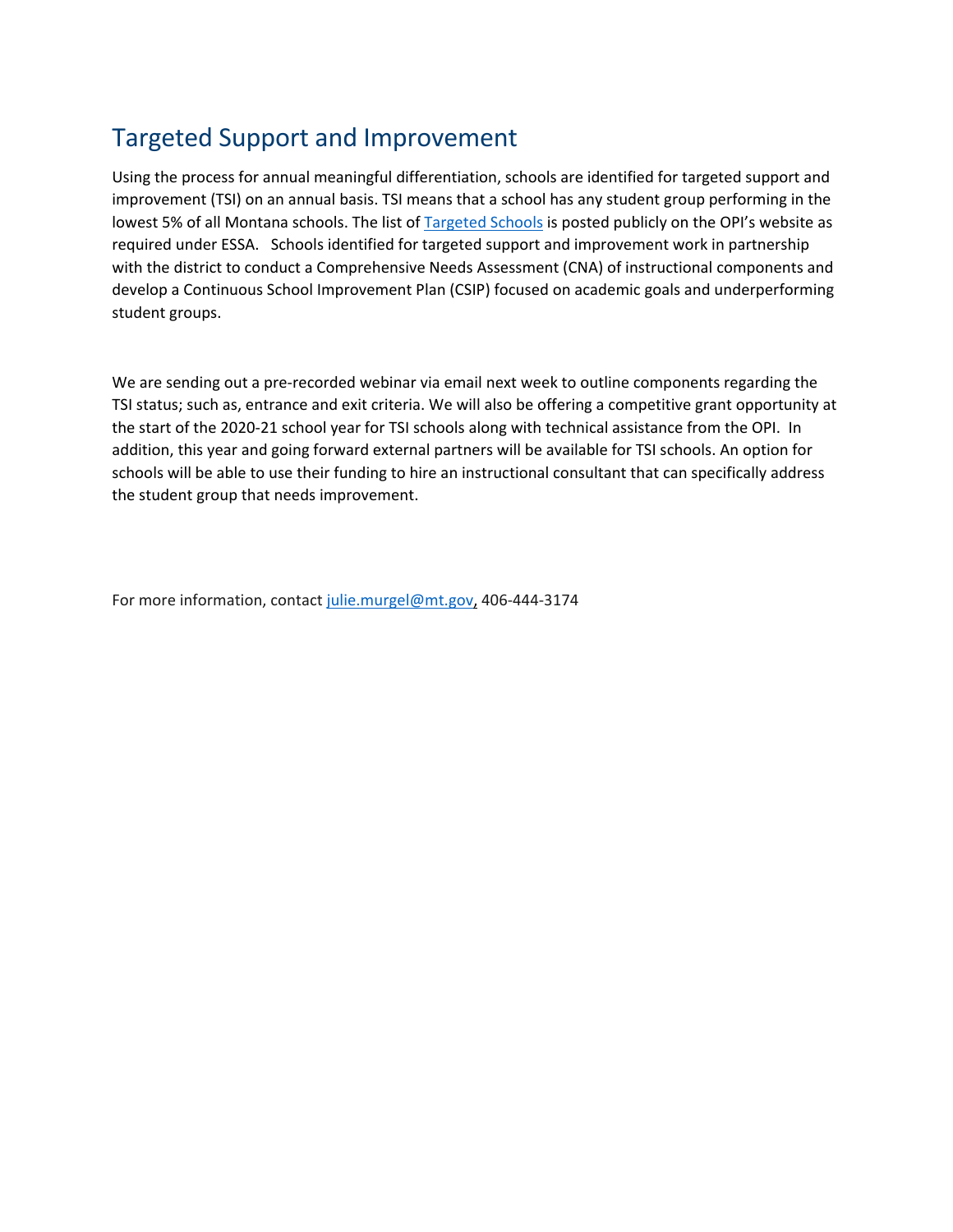## Targeted Support and Improvement

Using the process for annual meaningful differentiation, schools are identified for targeted support and improvement (TSI) on an annual basis. TSI means that a school has any student group performing in the lowest 5% of all Montana schools. The list of [Targeted Schools] is posted publicly on the OPI's website as required under ESSA. Schools identified for targeted support and improvement work in partnership with the district to conduct a Comprehensive Needs Assessment (CNA) of instructional components and develop a Continuous School Improvement Plan (CSIP) focused on academic goals and underperforming student groups.

We are sending out a pre-recorded webinar via email next week to outline components regarding the TSI status; such as, entrance and exit criteria. We will also be offering a competitive grant opportunity at the start of the 2020-21 school year for TSI schools along with technical assistance from the OPI. In addition, this year and going forward external partners will be available for TSI schools. An option for schools will be able to use their funding to hire an instructional consultant that can specifically address the student group that needs improvement.

For more information, contact julie.murgel@mt.gov, 406-444-3174